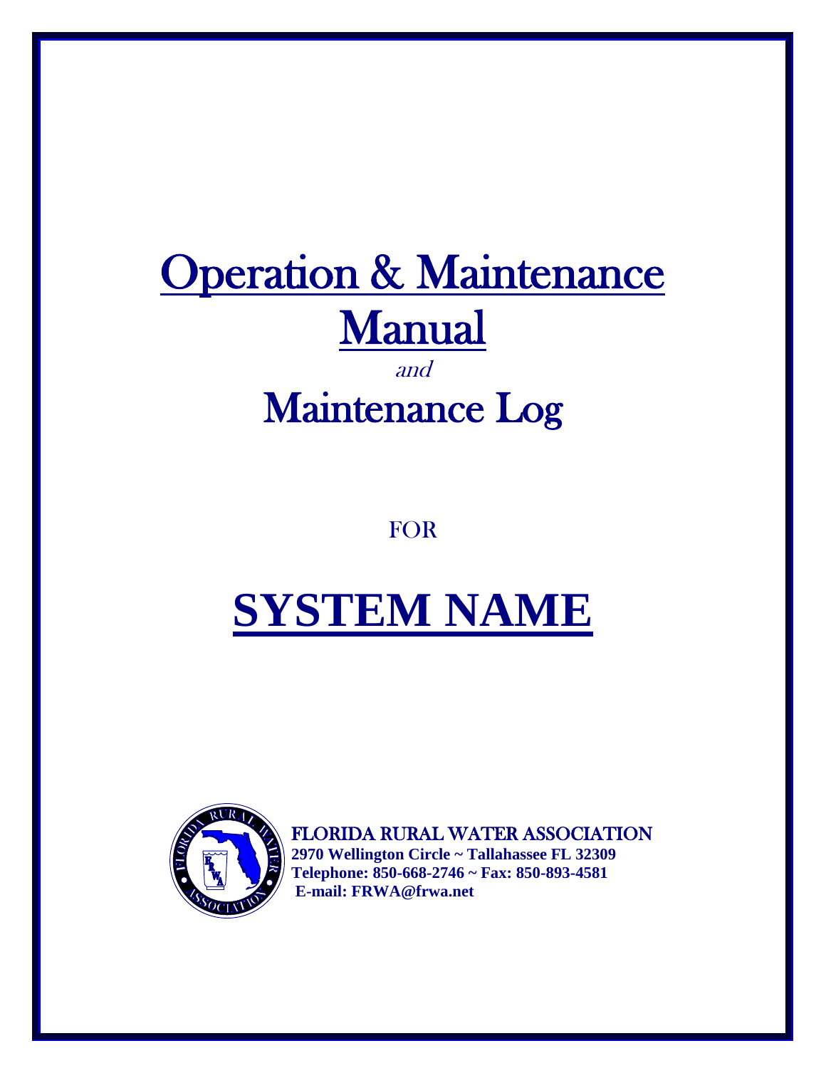# Operation & Maintenance Manual

*and*

# Maintenance Log

FOR

# SYSTEM NAME

FLORIDA RURAL WATER ASSOCIATION

**2970 Wellington Circle ~ Tallahassee FL 32309**

**Telephone: 850-668-2746 ~ Fax: 850-893-4581**

**E-mail: FRWA@frwa.net**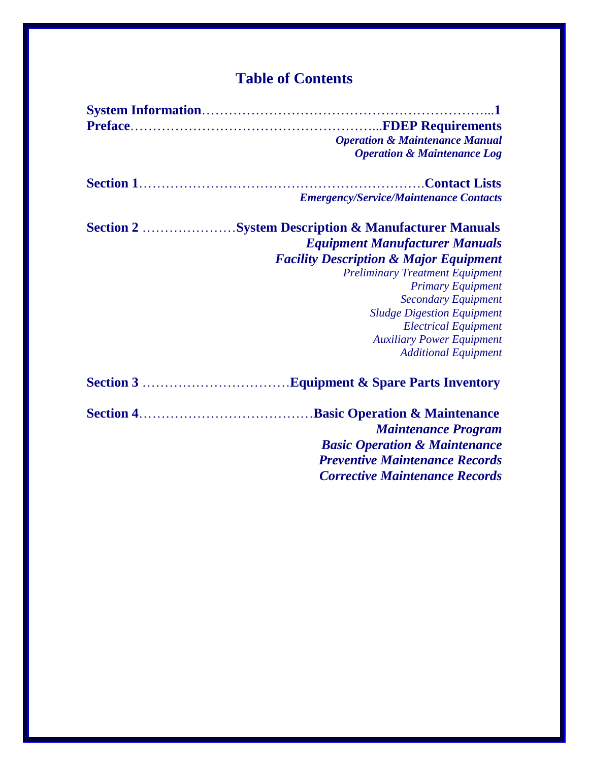# Table of Contents

**System Information**……………………………………………………..**1**

**Preface**………………………………………………...**FDEP Requirements**

*Operation & Maintenance Manual*

*Operation & Maintenance Log*

**Section 1**………………………………………………………**Contact Lists**

*Emergency/Service/Maintenance Contacts*

**Section 2** …………………**System Description & Manufacturer Manuals**

***Equipment Manufacturer Manuals***

***Facility Description & Major Equipment***

*Preliminary Treatment Equipment*

*Primary Equipment*

*Secondary Equipment*

*Sludge Digestion Equipment*

*Electrical Equipment*

*Auxiliary Power Equipment*

*Additional Equipment*

**Section 3** ……………………………**Equipment & Spare Parts Inventory**

**Section 4**…………………………………**Basic Operation & Maintenance**

***Maintenance Program***

***Basic Operation & Maintenance***

***Preventive Maintenance Records***

***Corrective Maintenance Records***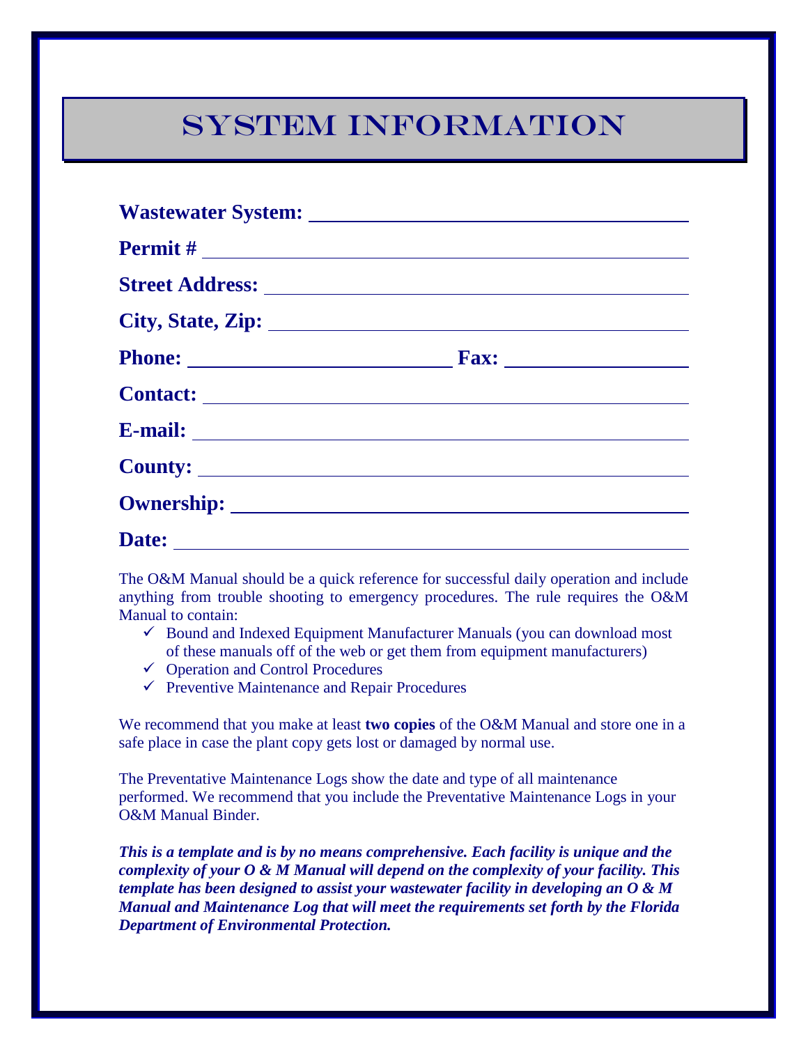# System Information

**Wastewater System:** ______________________________

**Permit #** ______________________________

**Street Address:** ______________________________

**City, State, Zip:** ______________________________

**Phone:** ____________________ **Fax:** ______________

**Contact:** ______________________________

**E-mail:** ______________________________

**County:** ______________________________

**Ownership:** ______________________________

**Date:** ______________________________

The O&M Manual should be a quick reference for successful daily operation and include anything from trouble shooting to emergency procedures. The rule requires the O&M Manual to contain:

- ✓ Bound and Indexed Equipment Manufacturer Manuals (you can download most of these manuals off of the web or get them from equipment manufacturers)
- ✓ Operation and Control Procedures
- ✓ Preventive Maintenance and Repair Procedures

We recommend that you make at least **two copies** of the O&M Manual and store one in a safe place in case the plant copy gets lost or damaged by normal use.

The Preventative Maintenance Logs show the date and type of all maintenance performed. We recommend that you include the Preventative Maintenance Logs in your O&M Manual Binder.

***This is a template and is by no means comprehensive. Each facility is unique and the complexity of your O & M Manual will depend on the complexity of your facility. This template has been designed to assist your wastewater facility in developing an O & M Manual and Maintenance Log that will meet the requirements set forth by the Florida Department of Environmental Protection.***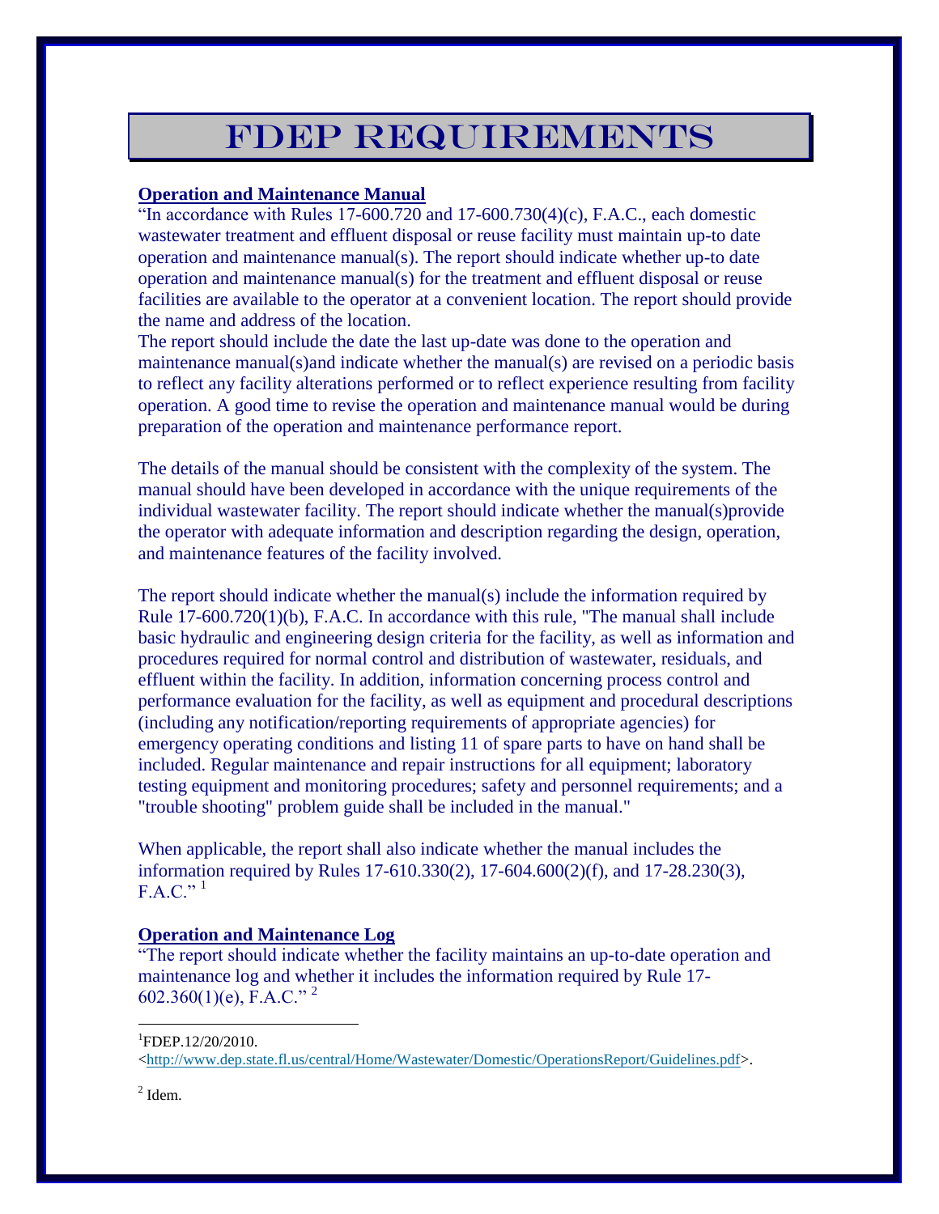# FDEP REQUIREMENTS

**Operation and Maintenance Manual**

"In accordance with Rules 17-600.720 and 17-600.730(4)(c), F.A.C., each domestic wastewater treatment and effluent disposal or reuse facility must maintain up-to date operation and maintenance manual(s). The report should indicate whether up-to date operation and maintenance manual(s) for the treatment and effluent disposal or reuse facilities are available to the operator at a convenient location. The report should provide the name and address of the location.

The report should include the date the last up-date was done to the operation and maintenance manual(s)and indicate whether the manual(s) are revised on a periodic basis to reflect any facility alterations performed or to reflect experience resulting from facility operation. A good time to revise the operation and maintenance manual would be during preparation of the operation and maintenance performance report.

The details of the manual should be consistent with the complexity of the system. The manual should have been developed in accordance with the unique requirements of the individual wastewater facility. The report should indicate whether the manual(s)provide the operator with adequate information and description regarding the design, operation, and maintenance features of the facility involved.

The report should indicate whether the manual(s) include the information required by Rule 17-600.720(1)(b), F.A.C. In accordance with this rule, "The manual shall include basic hydraulic and engineering design criteria for the facility, as well as information and procedures required for normal control and distribution of wastewater, residuals, and effluent within the facility. In addition, information concerning process control and performance evaluation for the facility, as well as equipment and procedural descriptions (including any notification/reporting requirements of appropriate agencies) for emergency operating conditions and listing 11 of spare parts to have on hand shall be included. Regular maintenance and repair instructions for all equipment; laboratory testing equipment and monitoring procedures; safety and personnel requirements; and a "trouble shooting" problem guide shall be included in the manual."

When applicable, the report shall also indicate whether the manual includes the information required by Rules 17-610.330(2), 17-604.600(2)(f), and 17-28.230(3), F.A.C." [1]

**Operation and Maintenance Log**

"The report should indicate whether the facility maintains an up-to-date operation and maintenance log and whether it includes the information required by Rule 17-602.360(1)(e), F.A.C." [2]

---

[1] FDEP.12/20/2010. <http://www.dep.state.fl.us/central/Home/Wastewater/Domestic/OperationsReport/Guidelines.pdf>.

[2] Idem.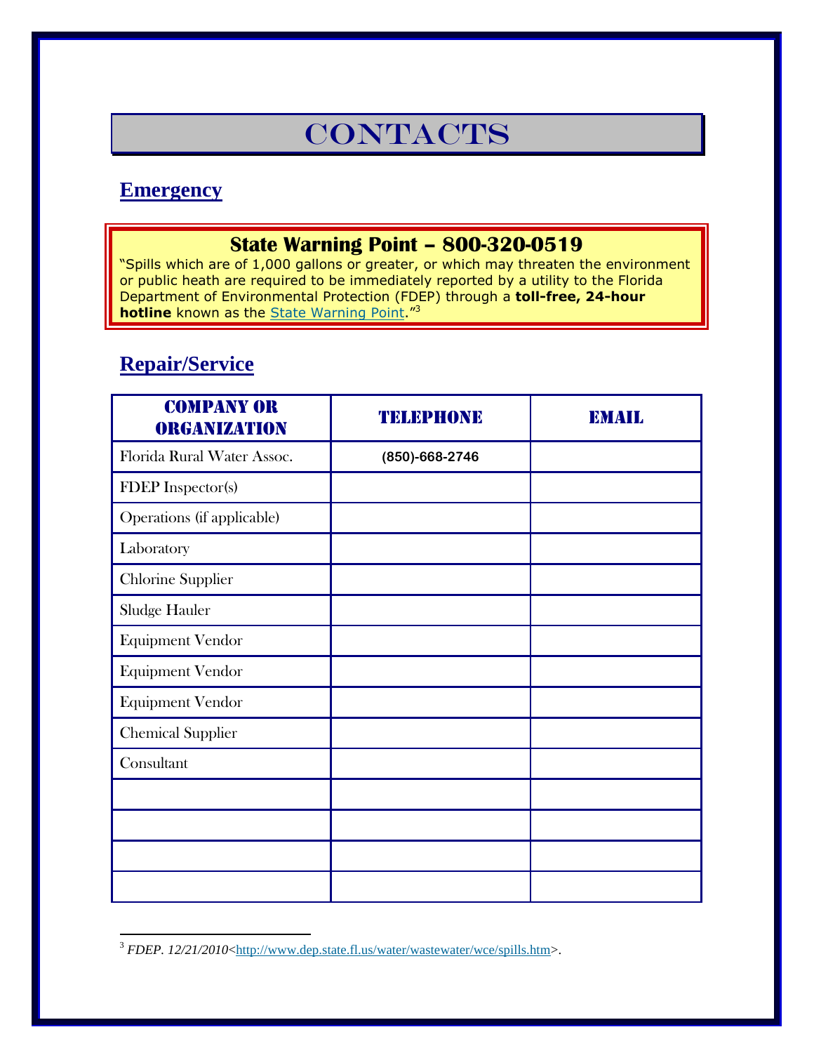# Contacts

## Emergency

**State Warning Point – 800-320-0519**

"Spills which are of 1,000 gallons or greater, or which may threaten the environment or public heath are required to be immediately reported by a utility to the Florida Department of Environmental Protection (FDEP) through a **toll-free, 24-hour hotline** known as the State Warning Point."[3]

## Repair/Service

| Company or Organization | Telephone | Email |
|---|---|---|
| Florida Rural Water Assoc. | (850)-668-2746 | |
| FDEP Inspector(s) | | |
| Operations (if applicable) | | |
| Laboratory | | |
| Chlorine Supplier | | |
| Sludge Hauler | | |
| Equipment Vendor | | |
| Equipment Vendor | | |
| Equipment Vendor | | |
| Chemical Supplier | | |
| Consultant | | |
| | | |
| | | |
| | | |
| | | |

[3] *FDEP. 12/21/2010*<http://www.dep.state.fl.us/water/wastewater/wce/spills.htm>.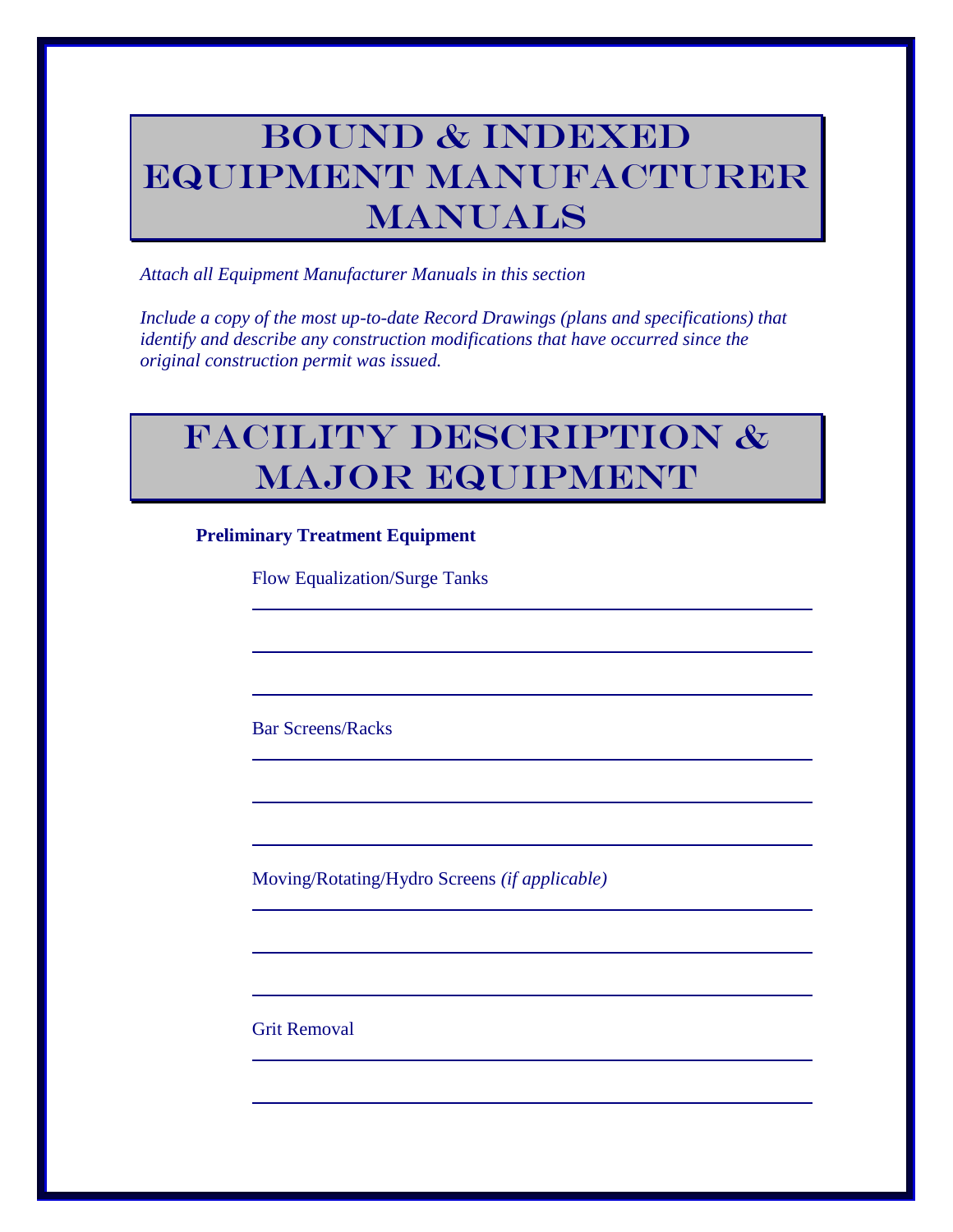# Bound & Indexed Equipment Manufacturer Manuals

*Attach all Equipment Manufacturer Manuals in this section*

*Include a copy of the most up-to-date Record Drawings (plans and specifications) that identify and describe any construction modifications that have occurred since the original construction permit was issued.*

# Facility Description & Major Equipment

**Preliminary Treatment Equipment**

Flow Equalization/Surge Tanks

______________________________________________

______________________________________________

______________________________________________

Bar Screens/Racks

______________________________________________

______________________________________________

______________________________________________

Moving/Rotating/Hydro Screens *(if applicable)*

______________________________________________

______________________________________________

______________________________________________

Grit Removal

______________________________________________

______________________________________________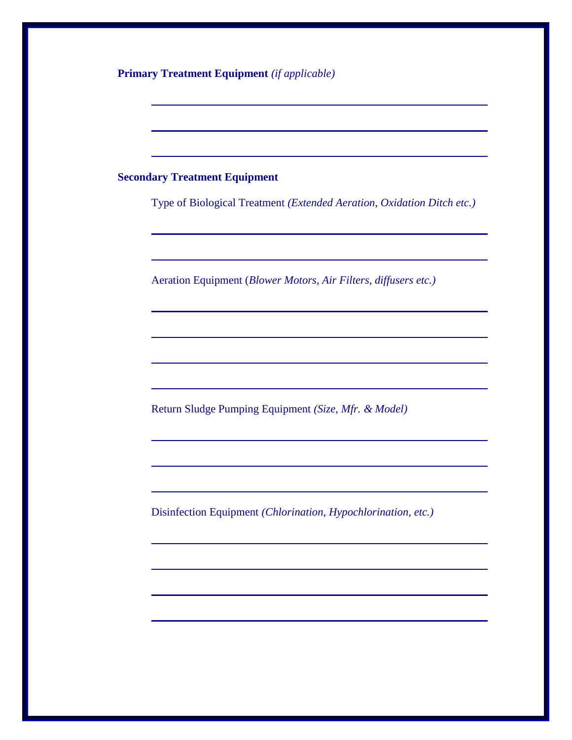**Primary Treatment Equipment** *(if applicable)*

\_\_\_\_\_\_\_\_\_\_\_\_\_\_\_\_\_\_\_\_\_\_\_\_\_\_\_\_\_\_\_\_\_\_\_\_\_\_\_\_

\_\_\_\_\_\_\_\_\_\_\_\_\_\_\_\_\_\_\_\_\_\_\_\_\_\_\_\_\_\_\_\_\_\_\_\_\_\_\_\_

\_\_\_\_\_\_\_\_\_\_\_\_\_\_\_\_\_\_\_\_\_\_\_\_\_\_\_\_\_\_\_\_\_\_\_\_\_\_\_\_

**Secondary Treatment Equipment**

Type of Biological Treatment *(Extended Aeration, Oxidation Ditch etc.)*

\_\_\_\_\_\_\_\_\_\_\_\_\_\_\_\_\_\_\_\_\_\_\_\_\_\_\_\_\_\_\_\_\_\_\_\_\_\_\_\_

\_\_\_\_\_\_\_\_\_\_\_\_\_\_\_\_\_\_\_\_\_\_\_\_\_\_\_\_\_\_\_\_\_\_\_\_\_\_\_\_

Aeration Equipment (*Blower Motors, Air Filters, diffusers etc.)*

\_\_\_\_\_\_\_\_\_\_\_\_\_\_\_\_\_\_\_\_\_\_\_\_\_\_\_\_\_\_\_\_\_\_\_\_\_\_\_\_

\_\_\_\_\_\_\_\_\_\_\_\_\_\_\_\_\_\_\_\_\_\_\_\_\_\_\_\_\_\_\_\_\_\_\_\_\_\_\_\_

\_\_\_\_\_\_\_\_\_\_\_\_\_\_\_\_\_\_\_\_\_\_\_\_\_\_\_\_\_\_\_\_\_\_\_\_\_\_\_\_

\_\_\_\_\_\_\_\_\_\_\_\_\_\_\_\_\_\_\_\_\_\_\_\_\_\_\_\_\_\_\_\_\_\_\_\_\_\_\_\_

Return Sludge Pumping Equipment *(Size, Mfr. & Model)*

\_\_\_\_\_\_\_\_\_\_\_\_\_\_\_\_\_\_\_\_\_\_\_\_\_\_\_\_\_\_\_\_\_\_\_\_\_\_\_\_

\_\_\_\_\_\_\_\_\_\_\_\_\_\_\_\_\_\_\_\_\_\_\_\_\_\_\_\_\_\_\_\_\_\_\_\_\_\_\_\_

\_\_\_\_\_\_\_\_\_\_\_\_\_\_\_\_\_\_\_\_\_\_\_\_\_\_\_\_\_\_\_\_\_\_\_\_\_\_\_\_

Disinfection Equipment *(Chlorination, Hypochlorination, etc.)*

\_\_\_\_\_\_\_\_\_\_\_\_\_\_\_\_\_\_\_\_\_\_\_\_\_\_\_\_\_\_\_\_\_\_\_\_\_\_\_\_

\_\_\_\_\_\_\_\_\_\_\_\_\_\_\_\_\_\_\_\_\_\_\_\_\_\_\_\_\_\_\_\_\_\_\_\_\_\_\_\_

\_\_\_\_\_\_\_\_\_\_\_\_\_\_\_\_\_\_\_\_\_\_\_\_\_\_\_\_\_\_\_\_\_\_\_\_\_\_\_\_

\_\_\_\_\_\_\_\_\_\_\_\_\_\_\_\_\_\_\_\_\_\_\_\_\_\_\_\_\_\_\_\_\_\_\_\_\_\_\_\_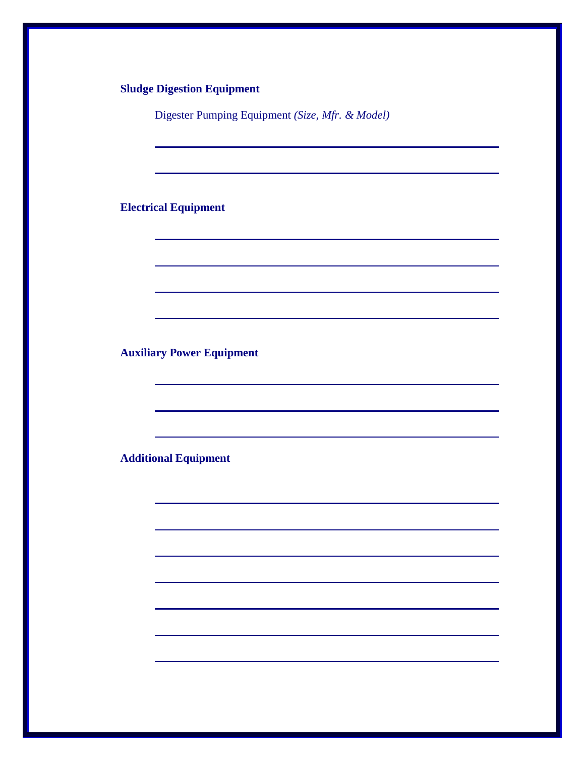**Sludge Digestion Equipment**

Digester Pumping Equipment *(Size, Mfr. & Model)*

**Electrical Equipment**

**Auxiliary Power Equipment**

**Additional Equipment**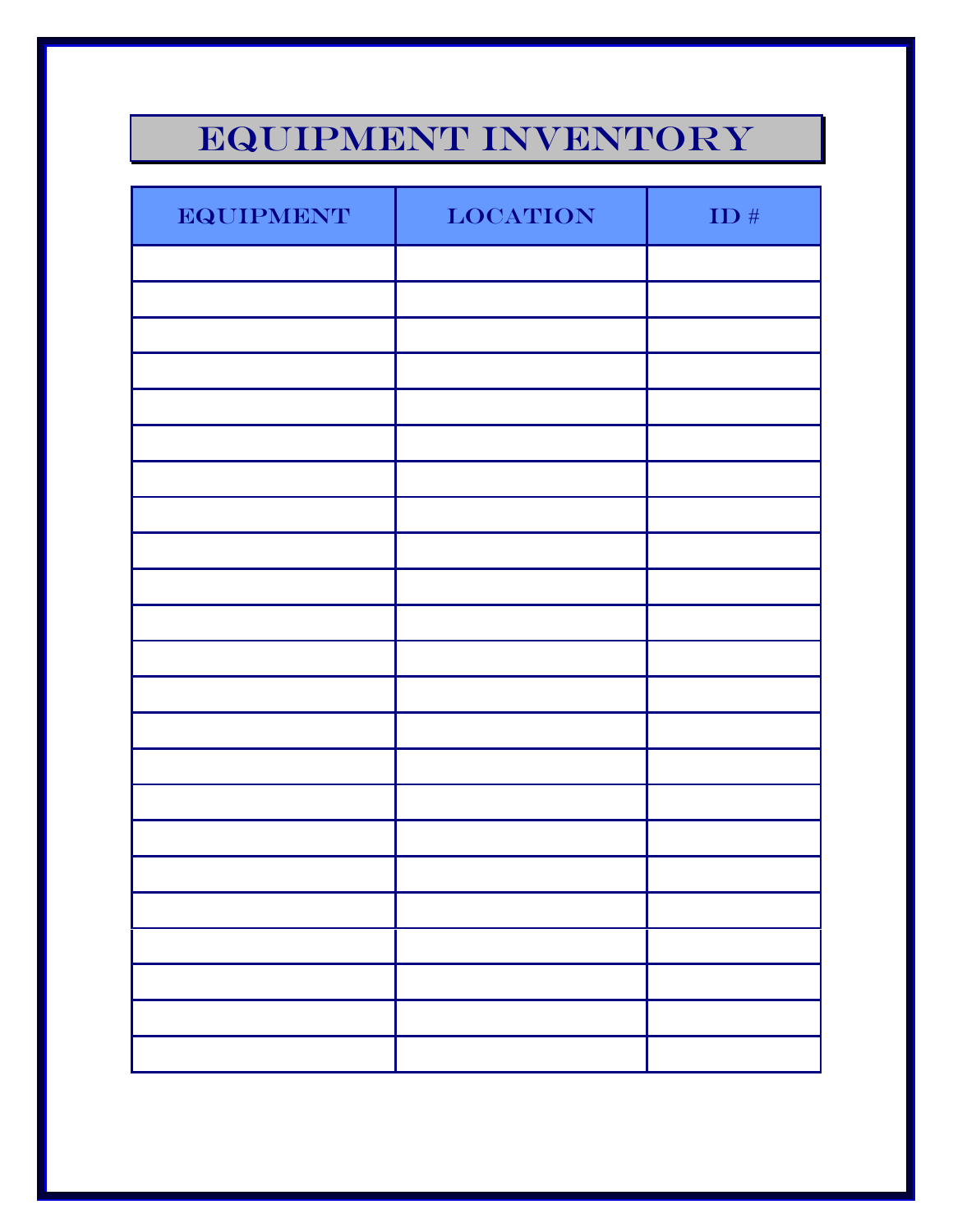# EQUIPMENT INVENTORY

| EQUIPMENT | LOCATION | ID # |
| --- | --- | --- |
| | | |
| | | |
| | | |
| | | |
| | | |
| | | |
| | | |
| | | |
| | | |
| | | |
| | | |
| | | |
| | | |
| | | |
| | | |
| | | |
| | | |
| | | |
| | | |
| | | |
| | | |
| | | |
| | | |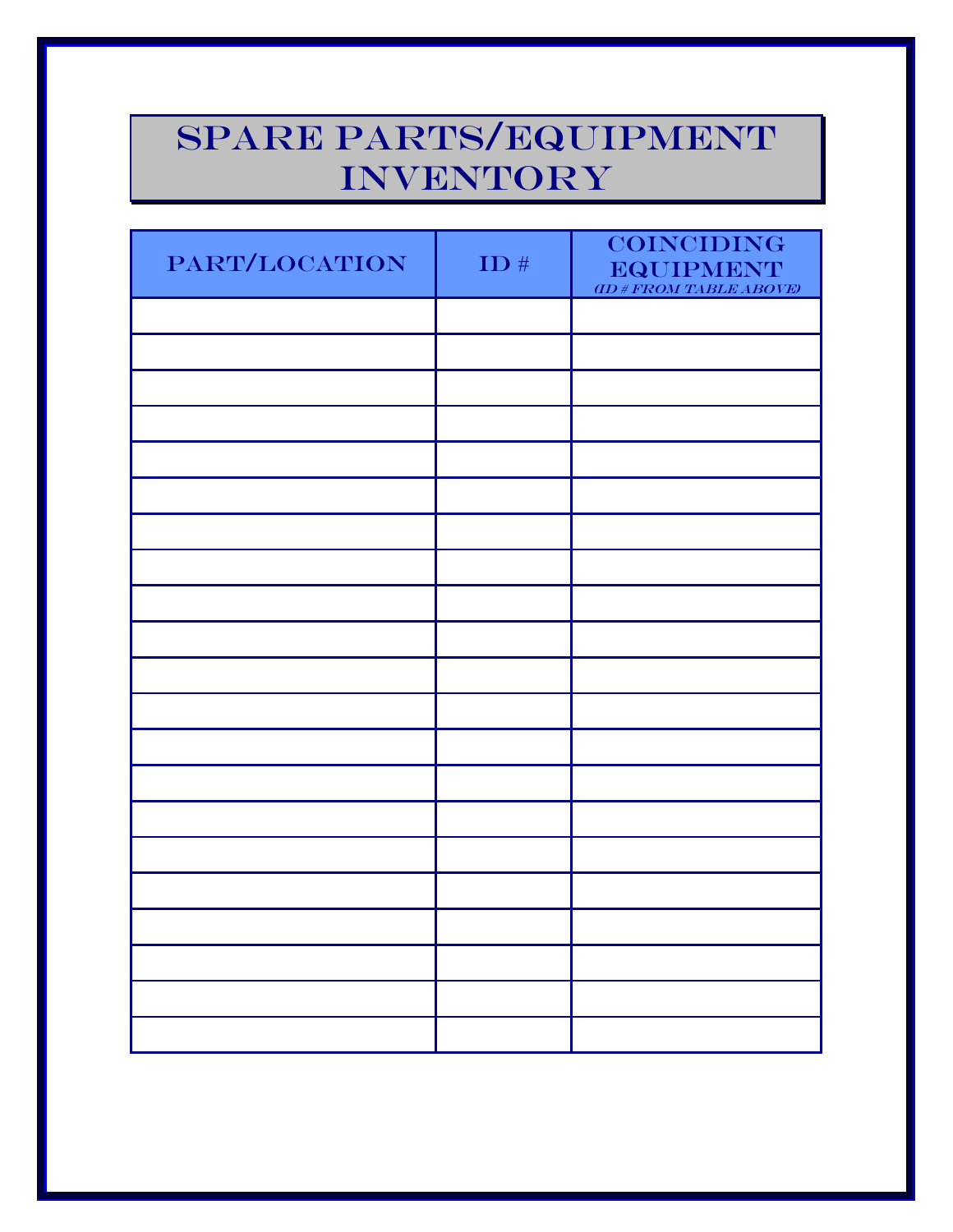# SPARE PARTS/EQUIPMENT INVENTORY

| PART/LOCATION | ID # | COINCIDING EQUIPMENT *(ID # FROM TABLE ABOVE)* |
|---|---|---|
| | | |
| | | |
| | | |
| | | |
| | | |
| | | |
| | | |
| | | |
| | | |
| | | |
| | | |
| | | |
| | | |
| | | |
| | | |
| | | |
| | | |
| | | |
| | | |
| | | |
| | | |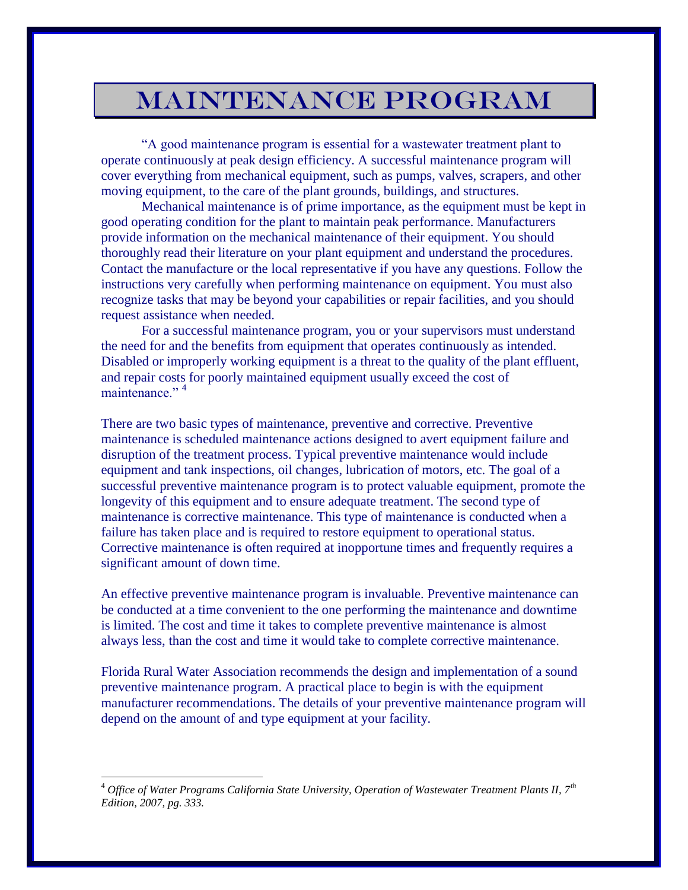# Maintenance Program

"A good maintenance program is essential for a wastewater treatment plant to operate continuously at peak design efficiency. A successful maintenance program will cover everything from mechanical equipment, such as pumps, valves, scrapers, and other moving equipment, to the care of the plant grounds, buildings, and structures.

Mechanical maintenance is of prime importance, as the equipment must be kept in good operating condition for the plant to maintain peak performance. Manufacturers provide information on the mechanical maintenance of their equipment. You should thoroughly read their literature on your plant equipment and understand the procedures. Contact the manufacture or the local representative if you have any questions. Follow the instructions very carefully when performing maintenance on equipment. You must also recognize tasks that may be beyond your capabilities or repair facilities, and you should request assistance when needed.

For a successful maintenance program, you or your supervisors must understand the need for and the benefits from equipment that operates continuously as intended. Disabled or improperly working equipment is a threat to the quality of the plant effluent, and repair costs for poorly maintained equipment usually exceed the cost of maintenance." [4]

There are two basic types of maintenance, preventive and corrective. Preventive maintenance is scheduled maintenance actions designed to avert equipment failure and disruption of the treatment process. Typical preventive maintenance would include equipment and tank inspections, oil changes, lubrication of motors, etc. The goal of a successful preventive maintenance program is to protect valuable equipment, promote the longevity of this equipment and to ensure adequate treatment. The second type of maintenance is corrective maintenance. This type of maintenance is conducted when a failure has taken place and is required to restore equipment to operational status. Corrective maintenance is often required at inopportune times and frequently requires a significant amount of down time.

An effective preventive maintenance program is invaluable. Preventive maintenance can be conducted at a time convenient to the one performing the maintenance and downtime is limited. The cost and time it takes to complete preventive maintenance is almost always less, than the cost and time it would take to complete corrective maintenance.

Florida Rural Water Association recommends the design and implementation of a sound preventive maintenance program. A practical place to begin is with the equipment manufacturer recommendations. The details of your preventive maintenance program will depend on the amount of and type equipment at your facility.

---

[4] *Office of Water Programs California State University, Operation of Wastewater Treatment Plants II, 7th Edition, 2007, pg. 333.*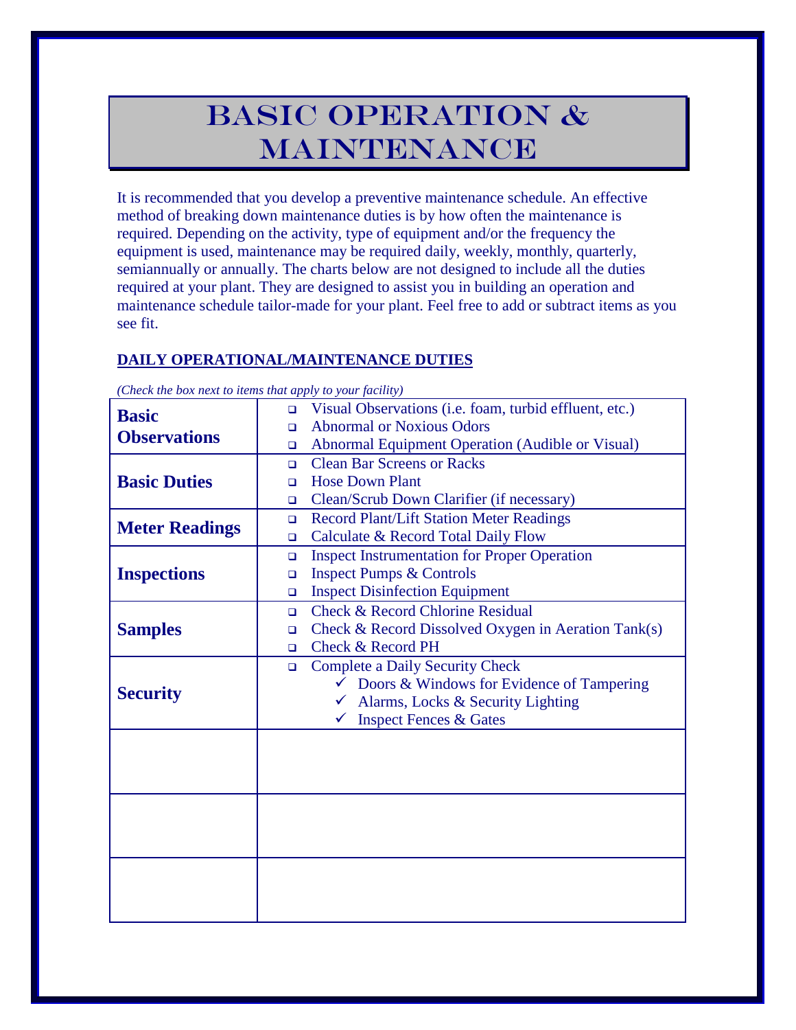# Basic Operation & Maintenance

It is recommended that you develop a preventive maintenance schedule. An effective method of breaking down maintenance duties is by how often the maintenance is required. Depending on the activity, type of equipment and/or the frequency the equipment is used, maintenance may be required daily, weekly, monthly, quarterly, semiannually or annually. The charts below are not designed to include all the duties required at your plant. They are designed to assist you in building an operation and maintenance schedule tailor-made for your plant. Feel free to add or subtract items as you see fit.

## DAILY OPERATIONAL/MAINTENANCE DUTIES

*(Check the box next to items that apply to your facility)*

| | |
|---|---|
| **Basic Observations** | ❑ Visual Observations (i.e. foam, turbid effluent, etc.)<br>❑ Abnormal or Noxious Odors<br>❑ Abnormal Equipment Operation (Audible or Visual) |
| **Basic Duties** | ❑ Clean Bar Screens or Racks<br>❑ Hose Down Plant<br>❑ Clean/Scrub Down Clarifier (if necessary) |
| **Meter Readings** | ❑ Record Plant/Lift Station Meter Readings<br>❑ Calculate & Record Total Daily Flow |
| **Inspections** | ❑ Inspect Instrumentation for Proper Operation<br>❑ Inspect Pumps & Controls<br>❑ Inspect Disinfection Equipment |
| **Samples** | ❑ Check & Record Chlorine Residual<br>❑ Check & Record Dissolved Oxygen in Aeration Tank(s)<br>❑ Check & Record PH |
| **Security** | ❑ Complete a Daily Security Check<br>✓ Doors & Windows for Evidence of Tampering<br>✓ Alarms, Locks & Security Lighting<br>✓ Inspect Fences & Gates |
| | |
| | |
| | |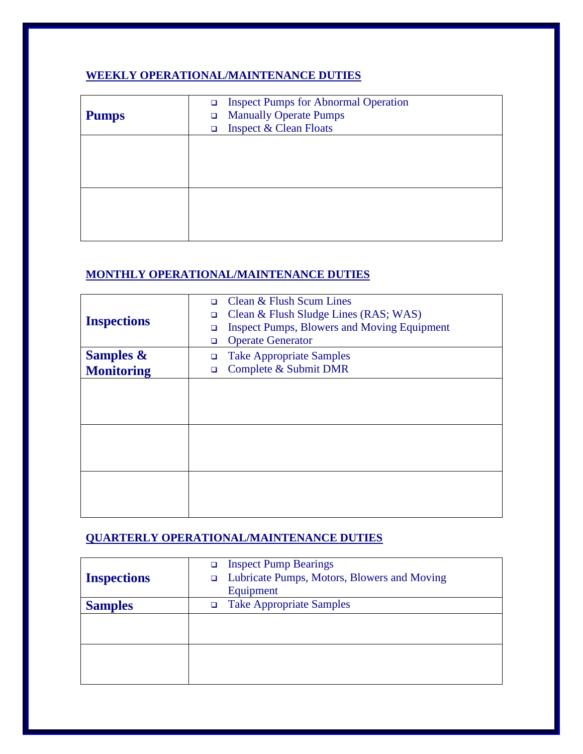## WEEKLY OPERATIONAL/MAINTENANCE DUTIES

| | |
|---|---|
| **Pumps** | ❑ Inspect Pumps for Abnormal Operation<br>❑ Manually Operate Pumps<br>❑ Inspect & Clean Floats |
| | |
| | |

## MONTHLY OPERATIONAL/MAINTENANCE DUTIES

| | |
|---|---|
| **Inspections** | ❑ Clean & Flush Scum Lines<br>❑ Clean & Flush Sludge Lines (RAS; WAS)<br>❑ Inspect Pumps, Blowers and Moving Equipment<br>❑ Operate Generator |
| **Samples & Monitoring** | ❑ Take Appropriate Samples<br>❑ Complete & Submit DMR |
| | |
| | |
| | |

## QUARTERLY OPERATIONAL/MAINTENANCE DUTIES

| | |
|---|---|
| **Inspections** | ❑ Inspect Pump Bearings<br>❑ Lubricate Pumps, Motors, Blowers and Moving Equipment |
| **Samples** | ❑ Take Appropriate Samples |
| | |
| | |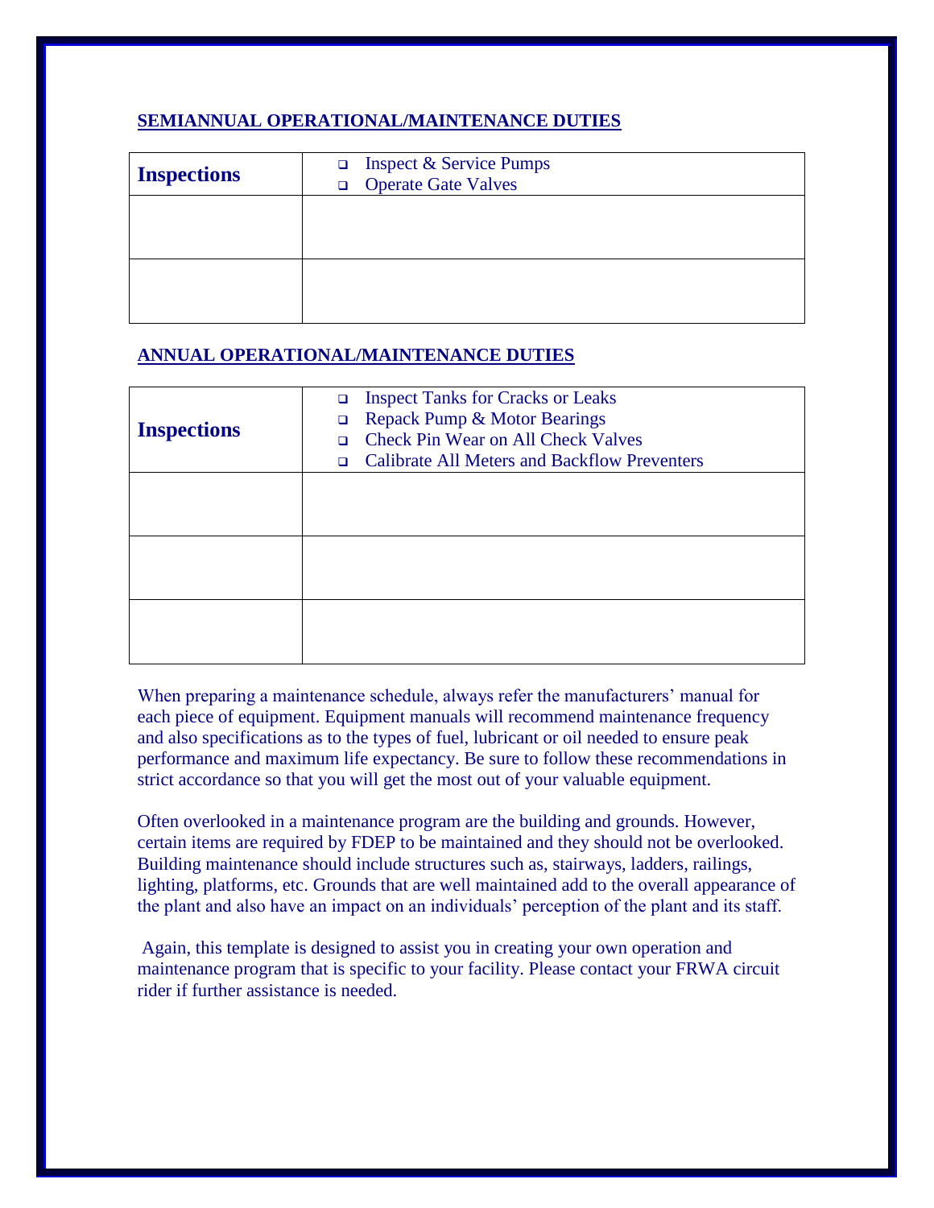## SEMIANNUAL OPERATIONAL/MAINTENANCE DUTIES

| **Inspections** | ❑ Inspect & Service Pumps<br>❑ Operate Gate Valves |
|---|---|
| | |
| | |

## ANNUAL OPERATIONAL/MAINTENANCE DUTIES

| **Inspections** | ❑ Inspect Tanks for Cracks or Leaks<br>❑ Repack Pump & Motor Bearings<br>❑ Check Pin Wear on All Check Valves<br>❑ Calibrate All Meters and Backflow Preventers |
|---|---|
| | |
| | |
| | |

When preparing a maintenance schedule, always refer the manufacturers' manual for each piece of equipment. Equipment manuals will recommend maintenance frequency and also specifications as to the types of fuel, lubricant or oil needed to ensure peak performance and maximum life expectancy. Be sure to follow these recommendations in strict accordance so that you will get the most out of your valuable equipment.

Often overlooked in a maintenance program are the building and grounds. However, certain items are required by FDEP to be maintained and they should not be overlooked. Building maintenance should include structures such as, stairways, ladders, railings, lighting, platforms, etc. Grounds that are well maintained add to the overall appearance of the plant and also have an impact on an individuals' perception of the plant and its staff.

Again, this template is designed to assist you in creating your own operation and maintenance program that is specific to your facility. Please contact your FRWA circuit rider if further assistance is needed.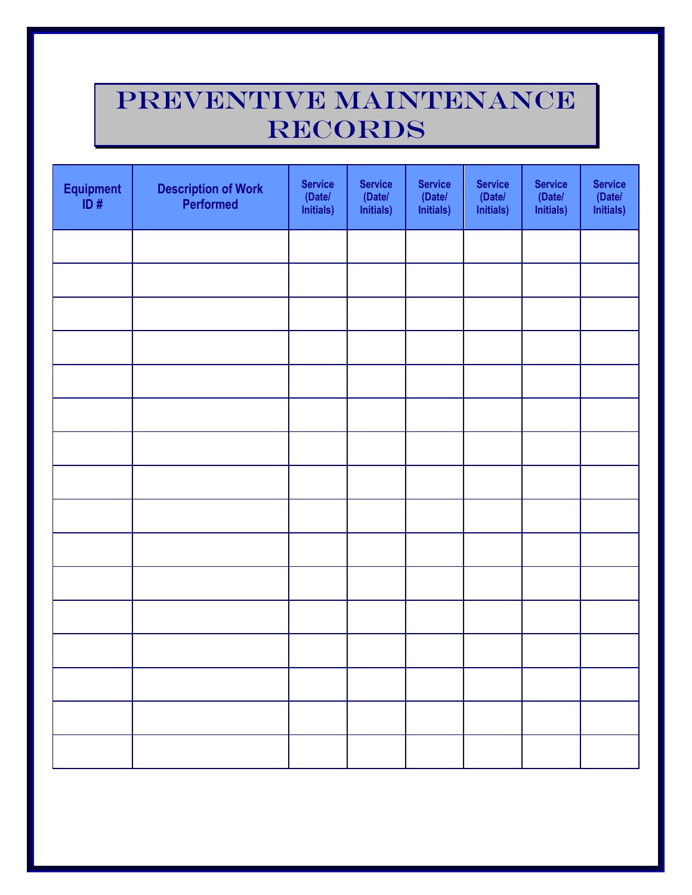# Preventive Maintenance Records

| Equipment ID # | Description of Work Performed | Service (Date/ Initials) | Service (Date/ Initials) | Service (Date/ Initials) | Service (Date/ Initials) | Service (Date/ Initials) | Service (Date/ Initials) |
|---|---|---|---|---|---|---|---|
| | | | | | | | |
| | | | | | | | |
| | | | | | | | |
| | | | | | | | |
| | | | | | | | |
| | | | | | | | |
| | | | | | | | |
| | | | | | | | |
| | | | | | | | |
| | | | | | | | |
| | | | | | | | |
| | | | | | | | |
| | | | | | | | |
| | | | | | | | |
| | | | | | | | |
| | | | | | | | |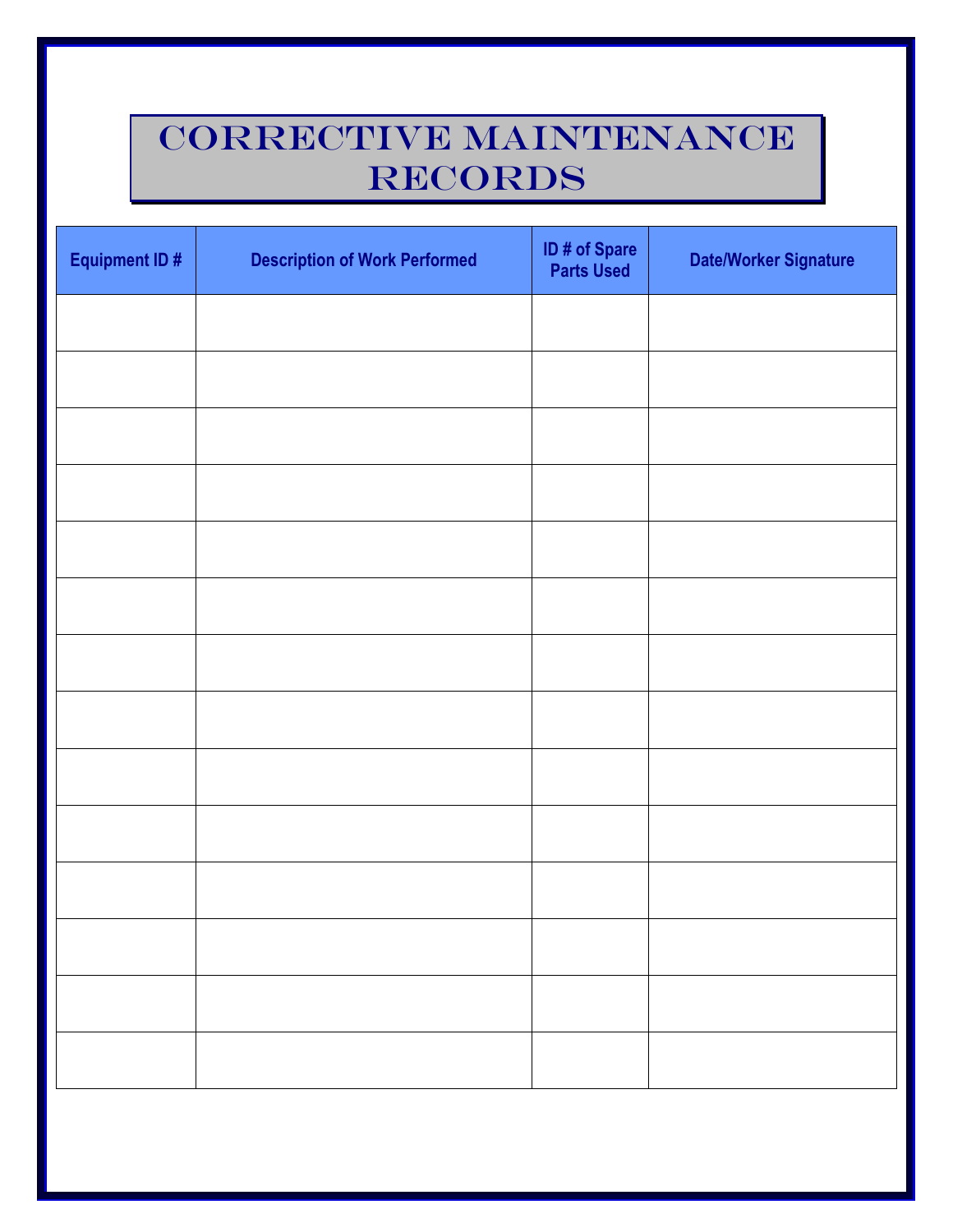# Corrective Maintenance Records

| Equipment ID # | Description of Work Performed | ID # of Spare Parts Used | Date/Worker Signature |
|---|---|---|---|
| | | | |
| | | | |
| | | | |
| | | | |
| | | | |
| | | | |
| | | | |
| | | | |
| | | | |
| | | | |
| | | | |
| | | | |
| | | | |
| | | | |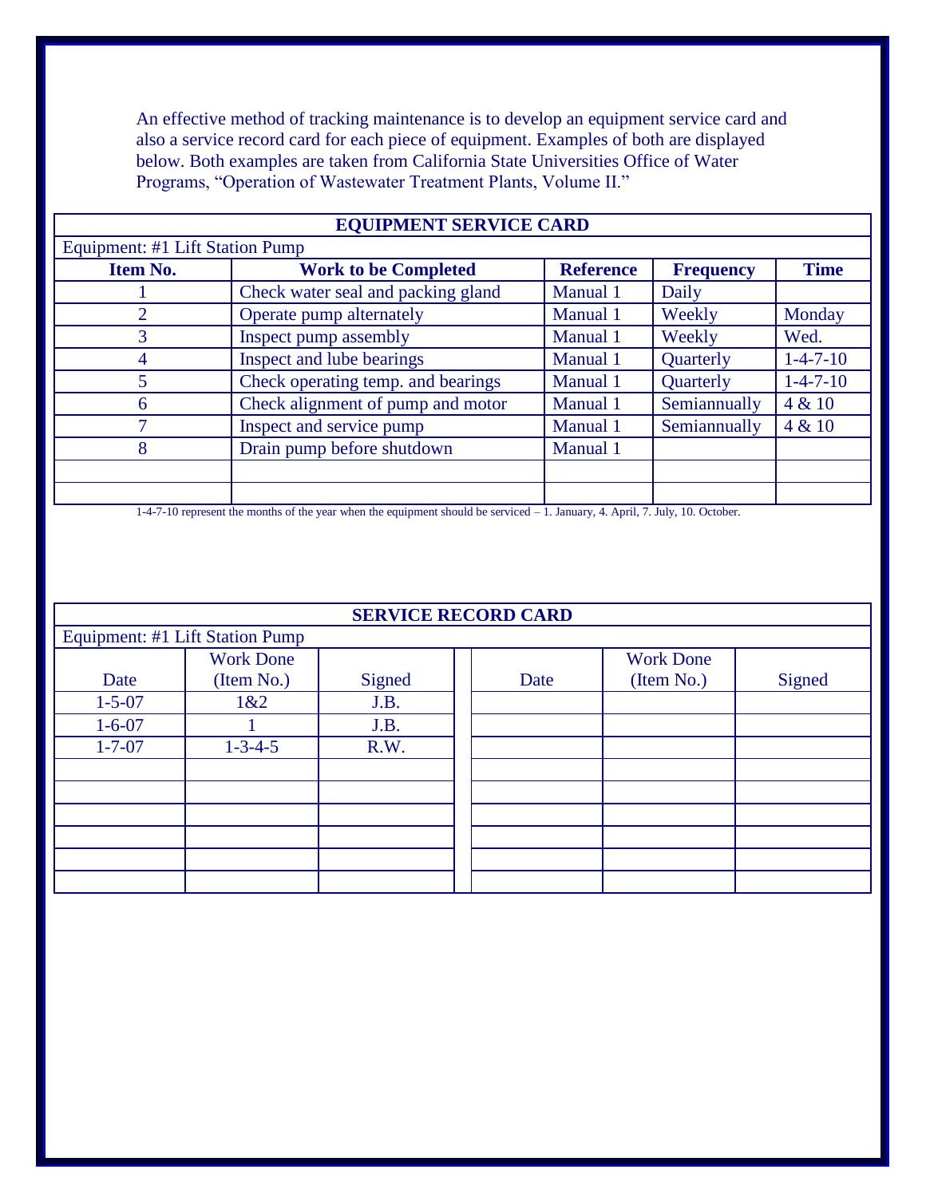An effective method of tracking maintenance is to develop an equipment service card and also a service record card for each piece of equipment. Examples of both are displayed below. Both examples are taken from California State Universities Office of Water Programs, "Operation of Wastewater Treatment Plants, Volume II."

**EQUIPMENT SERVICE CARD**

Equipment: #1 Lift Station Pump

| Item No. | Work to be Completed | Reference | Frequency | Time |
|---|---|---|---|---|
| 1 | Check water seal and packing gland | Manual 1 | Daily | |
| 2 | Operate pump alternately | Manual 1 | Weekly | Monday |
| 3 | Inspect pump assembly | Manual 1 | Weekly | Wed. |
| 4 | Inspect and lube bearings | Manual 1 | Quarterly | 1-4-7-10 |
| 5 | Check operating temp. and bearings | Manual 1 | Quarterly | 1-4-7-10 |
| 6 | Check alignment of pump and motor | Manual 1 | Semiannually | 4 & 10 |
| 7 | Inspect and service pump | Manual 1 | Semiannually | 4 & 10 |
| 8 | Drain pump before shutdown | Manual 1 | | |
| | | | | |
| | | | | |

1-4-7-10 represent the months of the year when the equipment should be serviced – 1. January, 4. April, 7. July, 10. October.

**SERVICE RECORD CARD**

Equipment: #1 Lift Station Pump

| Date | Work Done (Item No.) | Signed | | Date | Work Done (Item No.) | Signed |
|---|---|---|---|---|---|---|
| 1-5-07 | 1&2 | J.B. | | | | |
| 1-6-07 | 1 | J.B. | | | | |
| 1-7-07 | 1-3-4-5 | R.W. | | | | |
| | | | | | | |
| | | | | | | |
| | | | | | | |
| | | | | | | |
| | | | | | | |
| | | | | | | |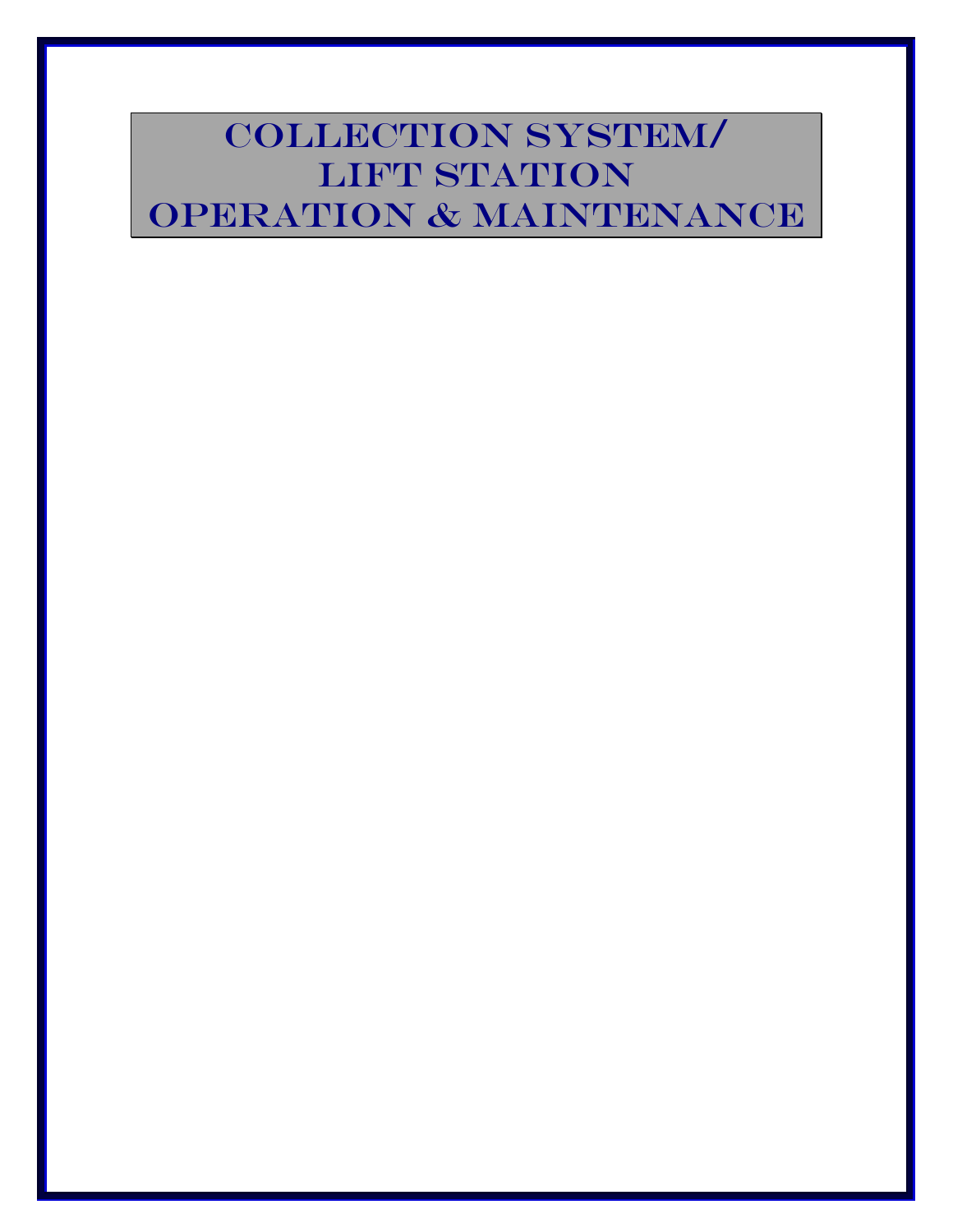# Collection System/ Lift Station Operation & Maintenance